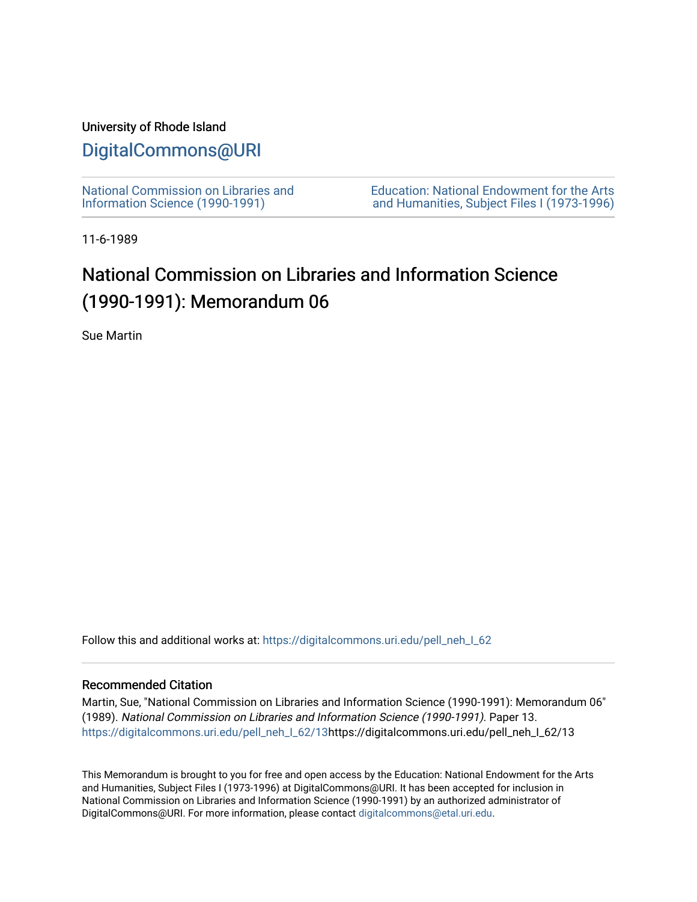University of Rhode Island

## DigitalCommons@URI

National Commission on Libraries and Information Science (1990-1991)

Education: National Endowment for the Arts and Humanities, Subject Files I (1973-1996)

11-6-1989

# National Commission on Libraries and Information Science (1990-1991): Memorandum 06

Sue Martin

Follow this and additional works at: https://digitalcommons.uri.edu/pell_neh_I_62

### Recommended Citation

Martin, Sue, "National Commission on Libraries and Information Science (1990-1991): Memorandum 06" (1989). *National Commission on Libraries and Information Science (1990-1991).* Paper 13. https://digitalcommons.uri.edu/pell_neh_I_62/13https://digitalcommons.uri.edu/pell_neh_I_62/13

This Memorandum is brought to you for free and open access by the Education: National Endowment for the Arts and Humanities, Subject Files I (1973-1996) at DigitalCommons@URI. It has been accepted for inclusion in National Commission on Libraries and Information Science (1990-1991) by an authorized administrator of DigitalCommons@URI. For more information, please contact digitalcommons@etal.uri.edu.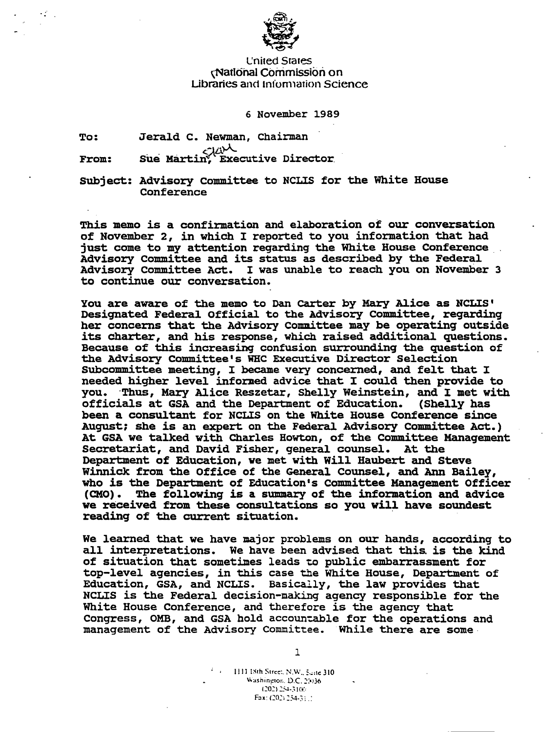United States
National Commission on
Libraries and Information Science

6 November 1989

To: Jerald C. Newman, Chairman

From: Sue Martin, Executive Director

Subject: Advisory Committee to NCLIS for the White House Conference

This memo is a confirmation and elaboration of our conversation of November 2, in which I reported to you information that had just come to my attention regarding the White House Conference Advisory Committee and its status as described by the Federal Advisory Committee Act. I was unable to reach you on November 3 to continue our conversation.

You are aware of the memo to Dan Carter by Mary Alice as NCLIS' Designated Federal Official to the Advisory Committee, regarding her concerns that the Advisory Committee may be operating outside its charter, and his response, which raised additional questions. Because of this increasing confusion surrounding the question of the Advisory Committee's WHC Executive Director Selection Subcommittee meeting, I became very concerned, and felt that I needed higher level informed advice that I could then provide to you. Thus, Mary Alice Reszetar, Shelly Weinstein, and I met with officials at GSA and the Department of Education. (Shelly has been a consultant for NCLIS on the White House Conference since August; she is an expert on the Federal Advisory Committee Act.) At GSA we talked with Charles Howton, of the Committee Management Secretariat, and David Fisher, general counsel. At the Department of Education, we met with Will Haubert and Steve Winnick from the Office of the General Counsel, and Ann Bailey, who is the Department of Education's Committee Management Officer (CMO). The following is a summary of the information and advice we received from these consultations so you will have soundest reading of the current situation.

We learned that we have major problems on our hands, according to all interpretations. We have been advised that this is the kind of situation that sometimes leads to public embarrassment for top-level agencies, in this case the White House, Department of Education, GSA, and NCLIS. Basically, the law provides that NCLIS is the Federal decision-making agency responsible for the White House Conference, and therefore is the agency that Congress, OMB, and GSA hold accountable for the operations and management of the Advisory Committee. While there are some

1111 18th Street, N.W., Suite 310
Washington, D.C. 20036
(202) 254-3100
Fax: (202) 254-3111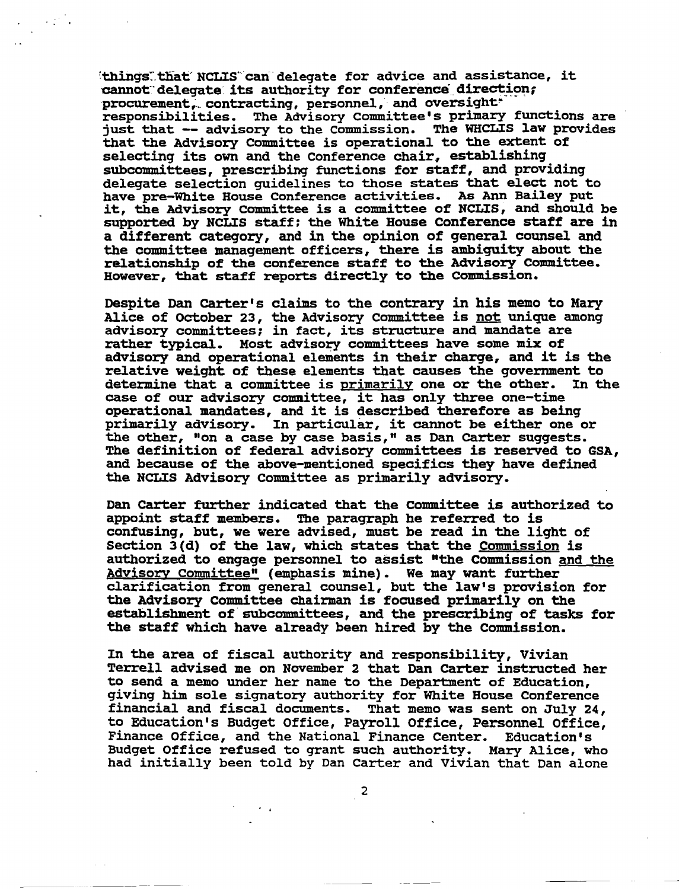things that NCLIS can delegate for advice and assistance, it cannot delegate its authority for conference direction, procurement, contracting, personnel, and oversight responsibilities. The Advisory Committee's primary functions are just that -- advisory to the Commission. The WHCLIS law provides that the Advisory Committee is operational to the extent of selecting its own and the Conference chair, establishing subcommittees, prescribing functions for staff, and providing delegate selection guidelines to those states that elect not to have pre-White House Conference activities. As Ann Bailey put it, the Advisory Committee is a committee of NCLIS, and should be supported by NCLIS staff; the White House Conference staff are in a different category, and in the opinion of general counsel and the committee management officers, there is ambiguity about the relationship of the conference staff to the Advisory Committee. However, that staff reports directly to the Commission.

Despite Dan Carter's claims to the contrary in his memo to Mary Alice of October 23, the Advisory Committee is <u>not</u> unique among advisory committees; in fact, its structure and mandate are rather typical. Most advisory committees have some mix of advisory and operational elements in their charge, and it is the relative weight of these elements that causes the government to determine that a committee is <u>primarily</u> one or the other. In the case of our advisory committee, it has only three one-time operational mandates, and it is described therefore as being primarily advisory. In particular, it cannot be either one or the other, "on a case by case basis," as Dan Carter suggests. The definition of federal advisory committees is reserved to GSA, and because of the above-mentioned specifics they have defined the NCLIS Advisory Committee as primarily advisory.

Dan Carter further indicated that the Committee is authorized to appoint staff members. The paragraph he referred to is confusing, but, we were advised, must be read in the light of Section 3(d) of the law, which states that the <u>Commission</u> is authorized to engage personnel to assist "the Commission <u>and the Advisory Committee</u>" (emphasis mine). We may want further clarification from general counsel, but the law's provision for the Advisory Committee chairman is focused primarily on the establishment of subcommittees, and the prescribing of tasks for the staff which have already been hired by the Commission.

In the area of fiscal authority and responsibility, Vivian Terrell advised me on November 2 that Dan Carter instructed her to send a memo under her name to the Department of Education, giving him sole signatory authority for White House Conference financial and fiscal documents. That memo was sent on July 24, to Education's Budget Office, Payroll Office, Personnel Office, Finance Office, and the National Finance Center. Education's Budget Office refused to grant such authority. Mary Alice, who had initially been told by Dan Carter and Vivian that Dan alone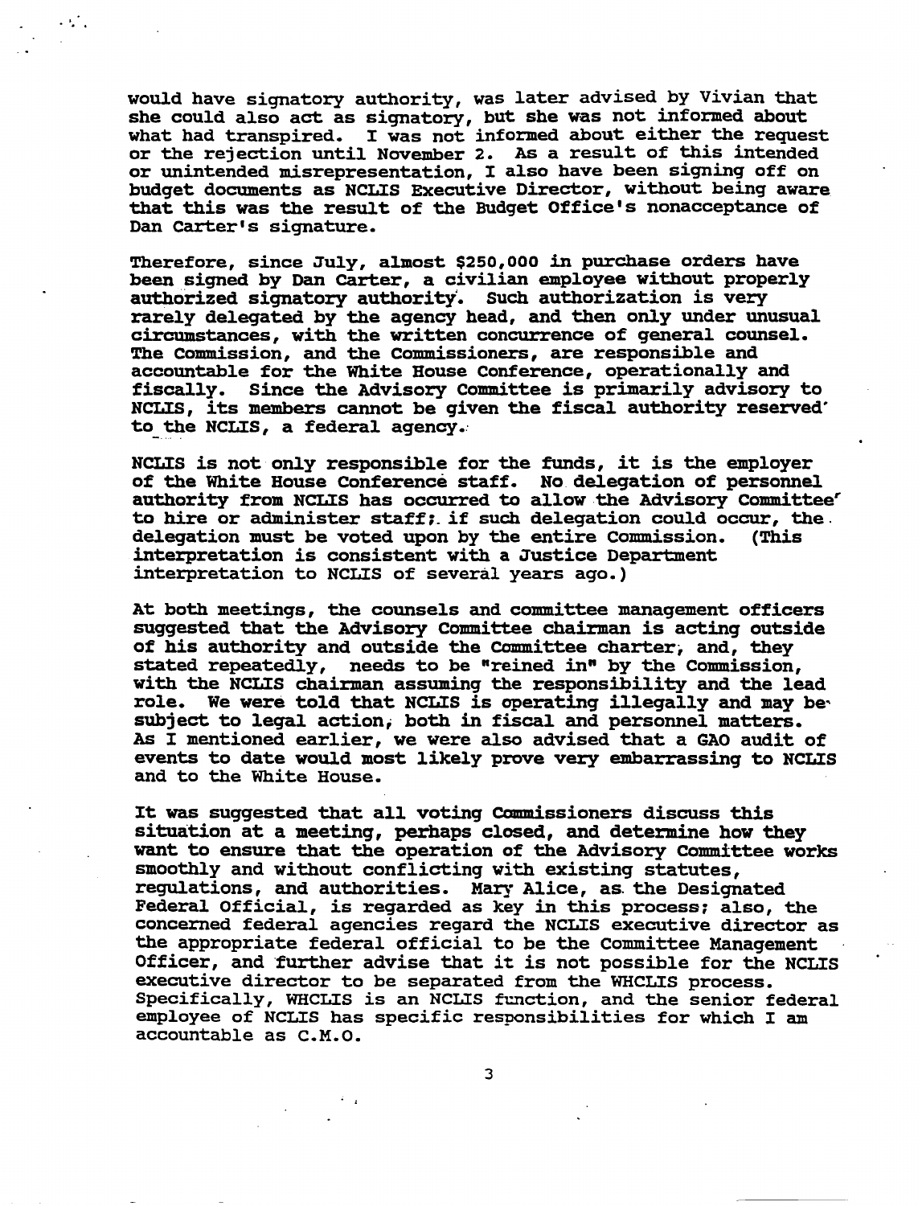would have signatory authority, was later advised by Vivian that she could also act as signatory, but she was not informed about what had transpired. I was not informed about either the request or the rejection until November 2. As a result of this intended or unintended misrepresentation, I also have been signing off on budget documents as NCLIS Executive Director, without being aware that this was the result of the Budget Office's nonacceptance of Dan Carter's signature.

Therefore, since July, almost $250,000 in purchase orders have been signed by Dan Carter, a civilian employee without properly authorized signatory authority. Such authorization is very rarely delegated by the agency head, and then only under unusual circumstances, with the written concurrence of general counsel. The Commission, and the Commissioners, are responsible and accountable for the White House Conference, operationally and fiscally. Since the Advisory Committee is primarily advisory to NCLIS, its members cannot be given the fiscal authority reserved to the NCLIS, a federal agency.

NCLIS is not only responsible for the funds, it is the employer of the White House Conference staff. No delegation of personnel authority from NCLIS has occurred to allow the Advisory Committee to hire or administer staff; if such delegation could occur, the delegation must be voted upon by the entire Commission. (This interpretation is consistent with a Justice Department interpretation to NCLIS of several years ago.)

At both meetings, the counsels and committee management officers suggested that the Advisory Committee chairman is acting outside of his authority and outside the Committee charter, and, they stated repeatedly, needs to be "reined in" by the Commission, with the NCLIS chairman assuming the responsibility and the lead role. We were told that NCLIS is operating illegally and may be subject to legal action, both in fiscal and personnel matters. As I mentioned earlier, we were also advised that a GAO audit of events to date would most likely prove very embarrassing to NCLIS and to the White House.

It was suggested that all voting Commissioners discuss this situation at a meeting, perhaps closed, and determine how they want to ensure that the operation of the Advisory Committee works smoothly and without conflicting with existing statutes, regulations, and authorities. Mary Alice, as the Designated Federal Official, is regarded as key in this process; also, the concerned federal agencies regard the NCLIS executive director as the appropriate federal official to be the Committee Management Officer, and further advise that it is not possible for the NCLIS executive director to be separated from the WHCLIS process. Specifically, WHCLIS is an NCLIS function, and the senior federal employee of NCLIS has specific responsibilities for which I am accountable as C.M.O.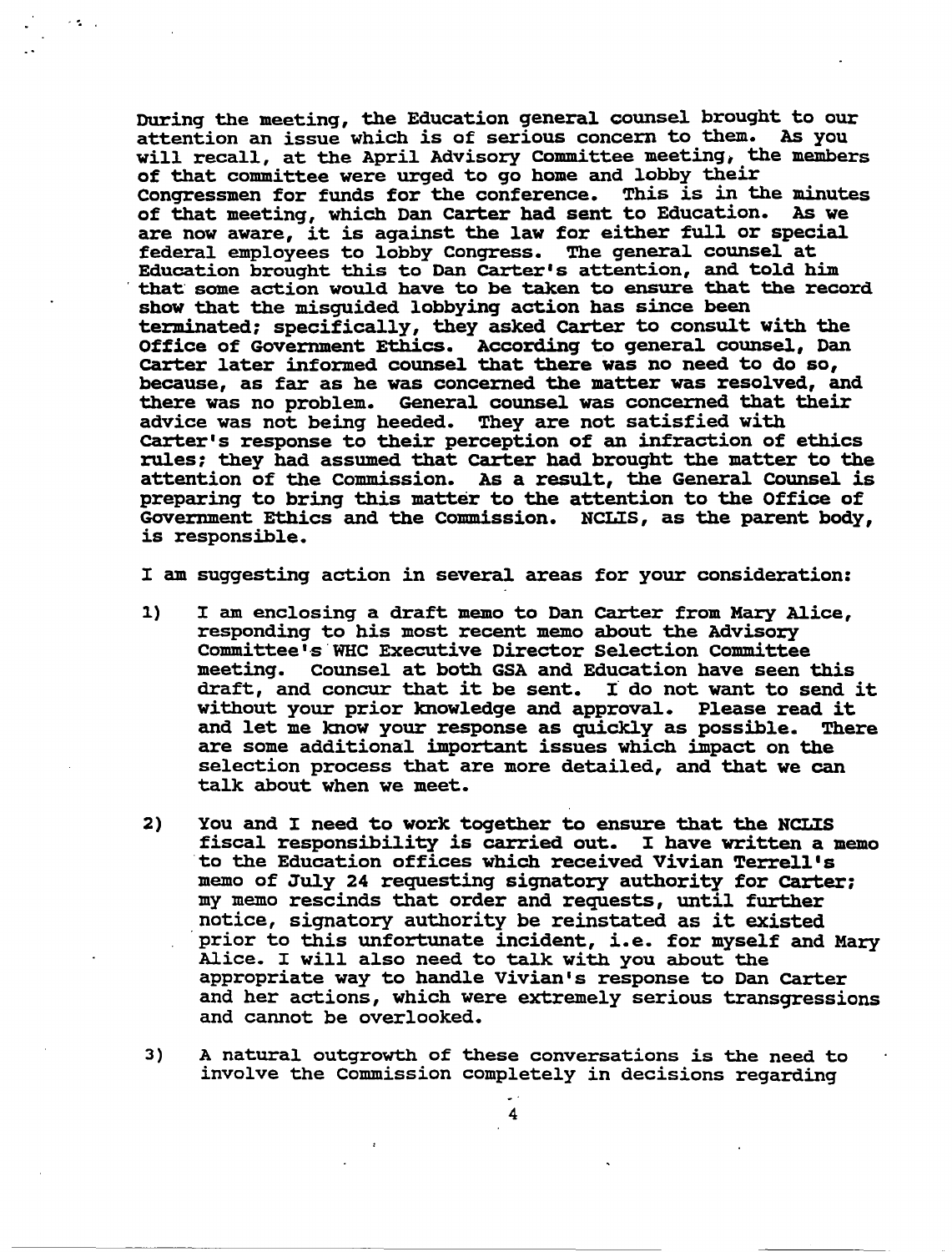During the meeting, the Education general counsel brought to our attention an issue which is of serious concern to them. As you will recall, at the April Advisory Committee meeting, the members of that committee were urged to go home and lobby their Congressmen for funds for the conference. This is in the minutes of that meeting, which Dan Carter had sent to Education. As we are now aware, it is against the law for either full or special federal employees to lobby Congress. The general counsel at Education brought this to Dan Carter's attention, and told him that some action would have to be taken to ensure that the record show that the misguided lobbying action has since been terminated; specifically, they asked Carter to consult with the Office of Government Ethics. According to general counsel, Dan Carter later informed counsel that there was no need to do so, because, as far as he was concerned the matter was resolved, and there was no problem. General counsel was concerned that their advice was not being heeded. They are not satisfied with Carter's response to their perception of an infraction of ethics rules; they had assumed that Carter had brought the matter to the attention of the Commission. As a result, the General Counsel is preparing to bring this matter to the attention to the Office of Government Ethics and the Commission. NCLIS, as the parent body, is responsible.

I am suggesting action in several areas for your consideration:

1) I am enclosing a draft memo to Dan Carter from Mary Alice, responding to his most recent memo about the Advisory Committee's WHC Executive Director Selection Committee meeting. Counsel at both GSA and Education have seen this draft, and concur that it be sent. I do not want to send it without your prior knowledge and approval. Please read it and let me know your response as quickly as possible. There are some additional important issues which impact on the selection process that are more detailed, and that we can talk about when we meet.

2) You and I need to work together to ensure that the NCLIS fiscal responsibility is carried out. I have written a memo to the Education offices which received Vivian Terrell's memo of July 24 requesting signatory authority for Carter; my memo rescinds that order and requests, until further notice, signatory authority be reinstated as it existed prior to this unfortunate incident, i.e. for myself and Mary Alice. I will also need to talk with you about the appropriate way to handle Vivian's response to Dan Carter and her actions, which were extremely serious transgressions and cannot be overlooked.

3) A natural outgrowth of these conversations is the need to involve the Commission completely in decisions regarding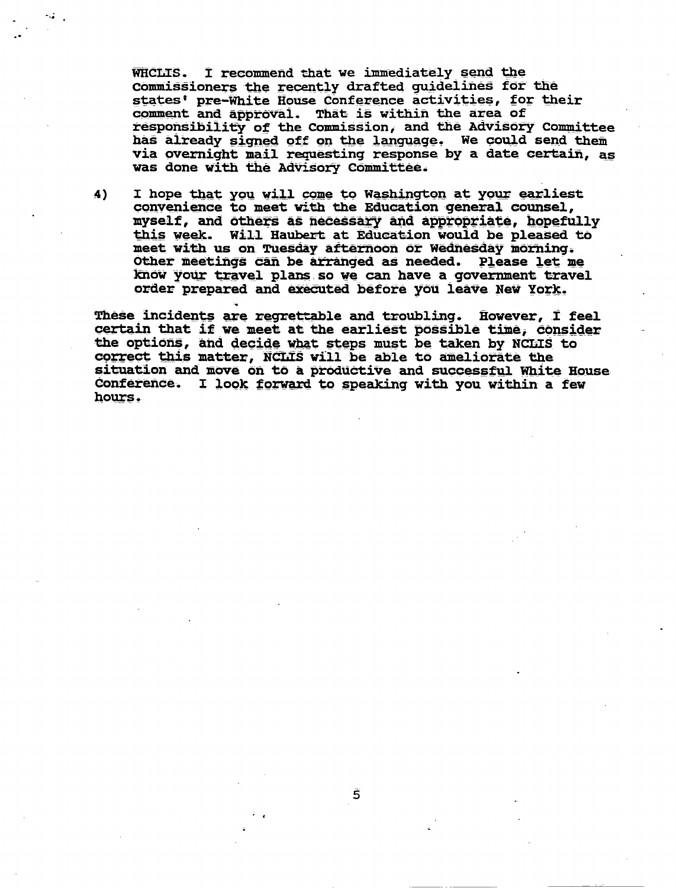WHCLIS. I recommend that we immediately send the Commissioners the recently drafted guidelines for the states' pre-White House Conference activities, for their comment and approval. That is within the area of responsibility of the Commission, and the Advisory Committee has already signed off on the language. We could send them via overnight mail requesting response by a date certain, as was done with the Advisory Committee.

4) I hope that you will come to Washington at your earliest convenience to meet with the Education general counsel, myself, and others as necessary and appropriate, hopefully this week. Will Haubert at Education would be pleased to meet with us on Tuesday afternoon or Wednesday morning. Other meetings can be arranged as needed. Please let me know your travel plans so we can have a government travel order prepared and executed before you leave New York.

These incidents are regrettable and troubling. However, I feel certain that if we meet at the earliest possible time, consider the options, and decide what steps must be taken by NCLIS to correct this matter, NCLIS will be able to ameliorate the situation and move on to a productive and successful White House Conference. I look forward to speaking with you within a few hours.